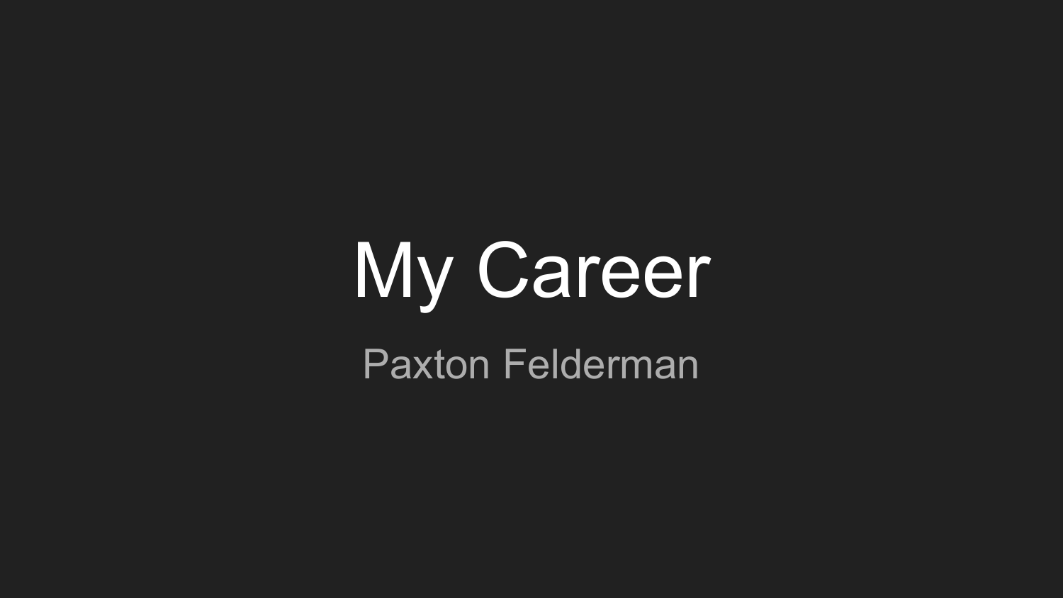# My Career

Paxton Felderman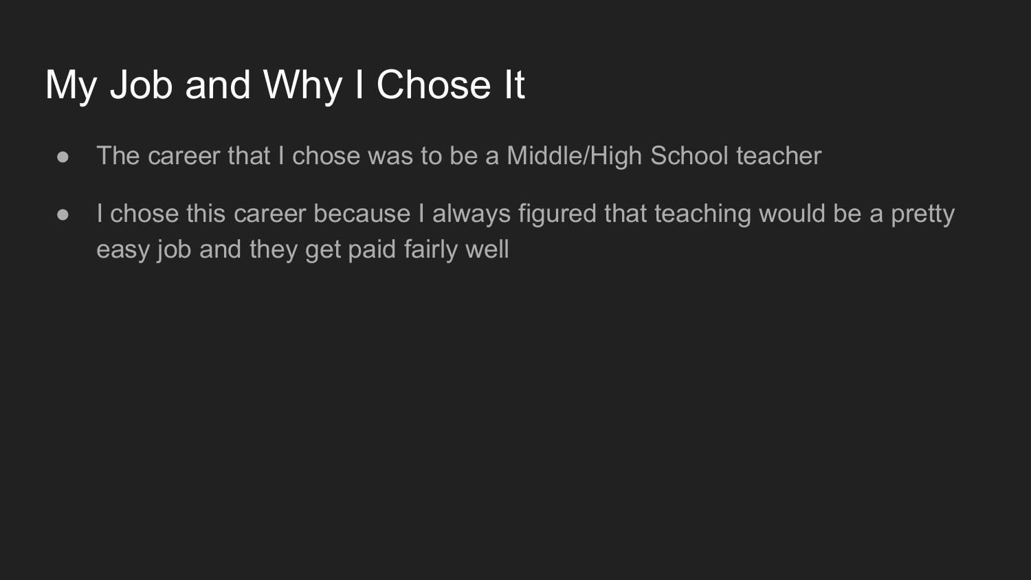# My Job and Why I Chose It

- The career that I chose was to be a Middle/High School teacher
- I chose this career because I always figured that teaching would be a pretty easy job and they get paid fairly well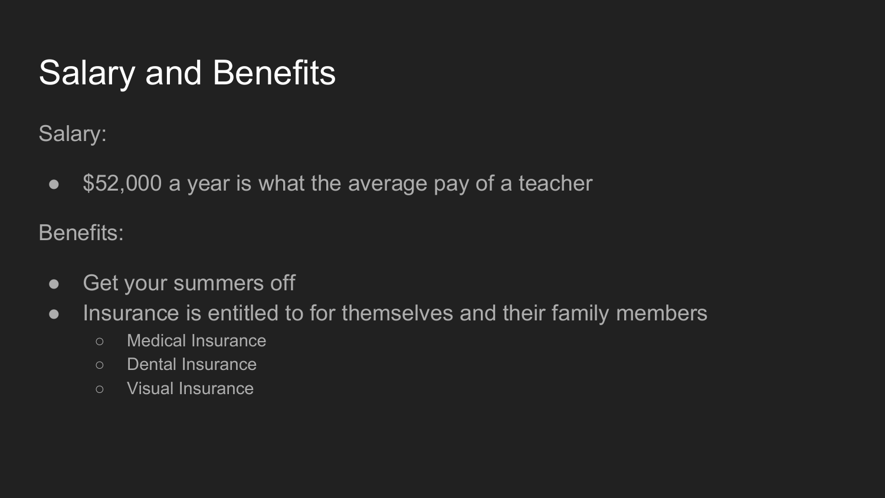# Salary and Benefits

Salary:

- $52,000 a year is what the average pay of a teacher

Benefits:

- Get your summers off
- Insurance is entitled to for themselves and their family members
  - Medical Insurance
  - Dental Insurance
  - Visual Insurance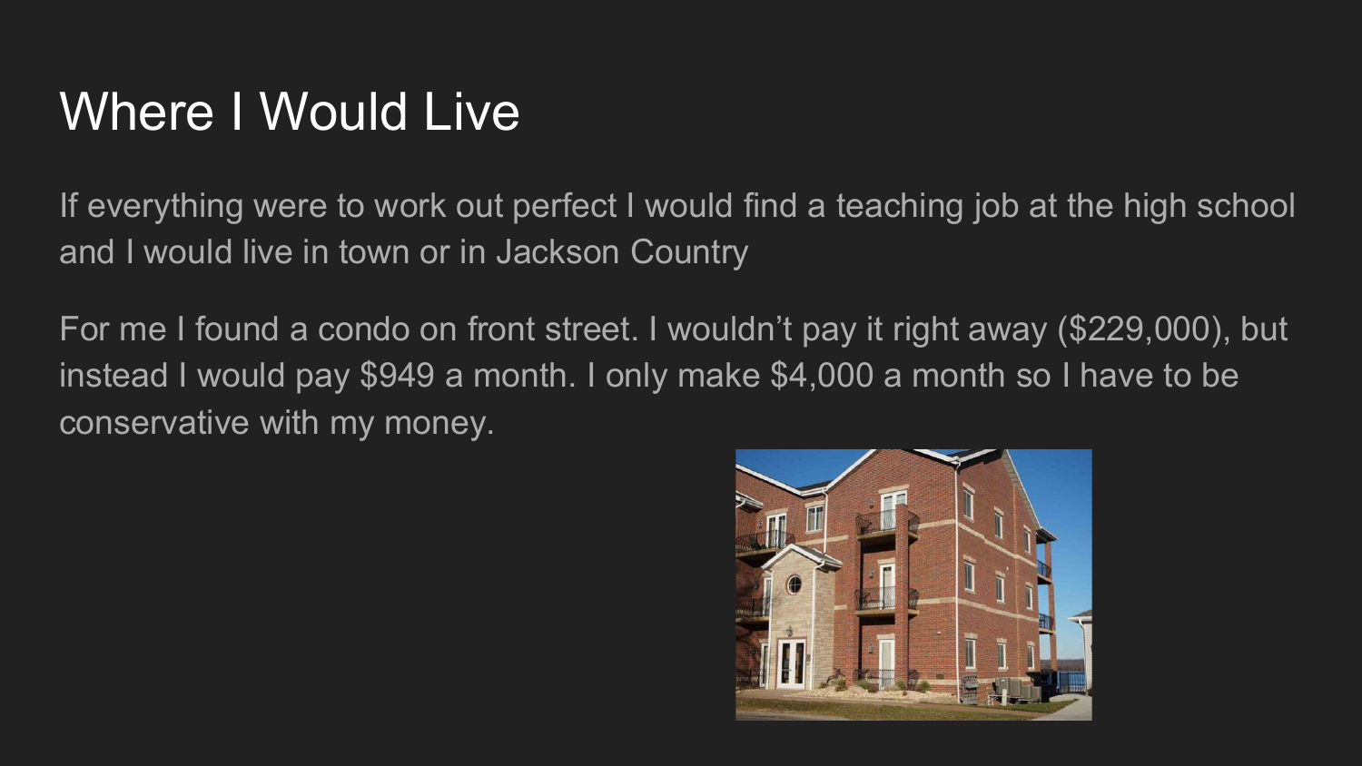# Where I Would Live

If everything were to work out perfect I would find a teaching job at the high school and I would live in town or in Jackson Country

For me I found a condo on front street. I wouldn't pay it right away ($229,000), but instead I would pay $949 a month. I only make $4,000 a month so I have to be conservative with my money.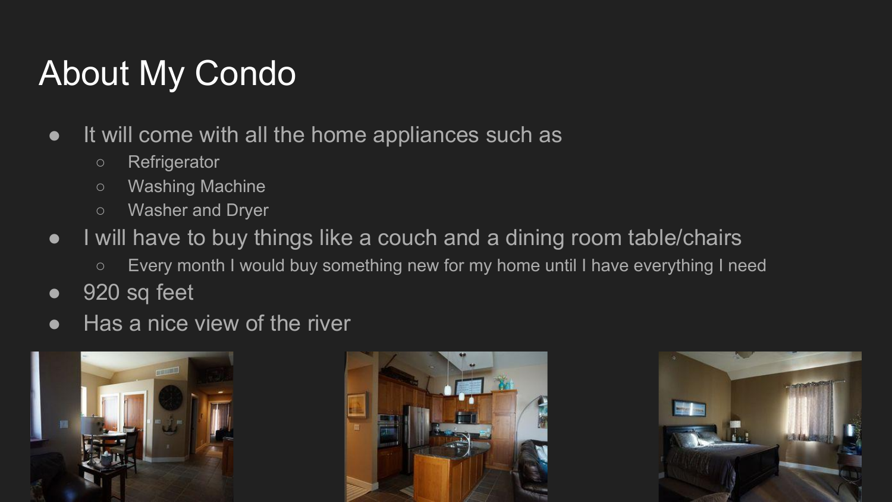# About My Condo

- It will come with all the home appliances such as
  - Refrigerator
  - Washing Machine
  - Washer and Dryer
- I will have to buy things like a couch and a dining room table/chairs
  - Every month I would buy something new for my home until I have everything I need
- 920 sq feet
- Has a nice view of the river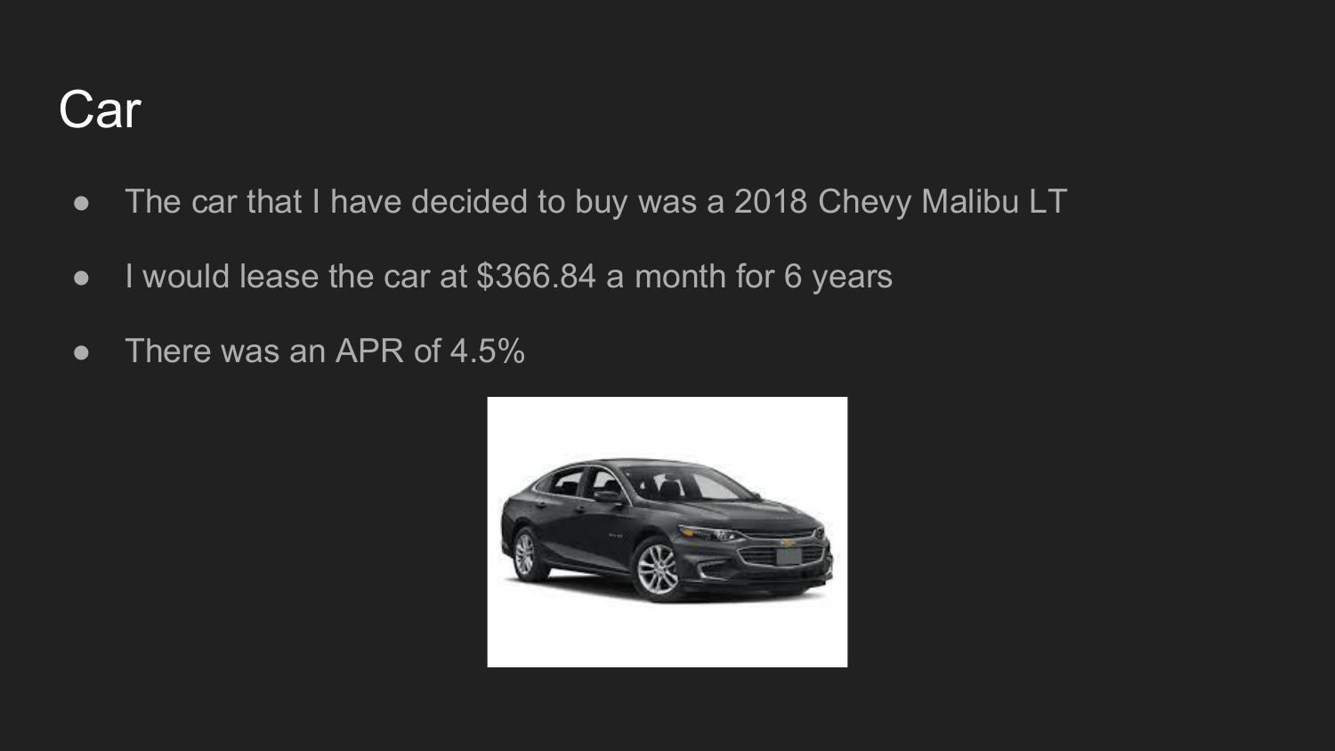# Car

- The car that I have decided to buy was a 2018 Chevy Malibu LT
- I would lease the car at $366.84 a month for 6 years
- There was an APR of 4.5%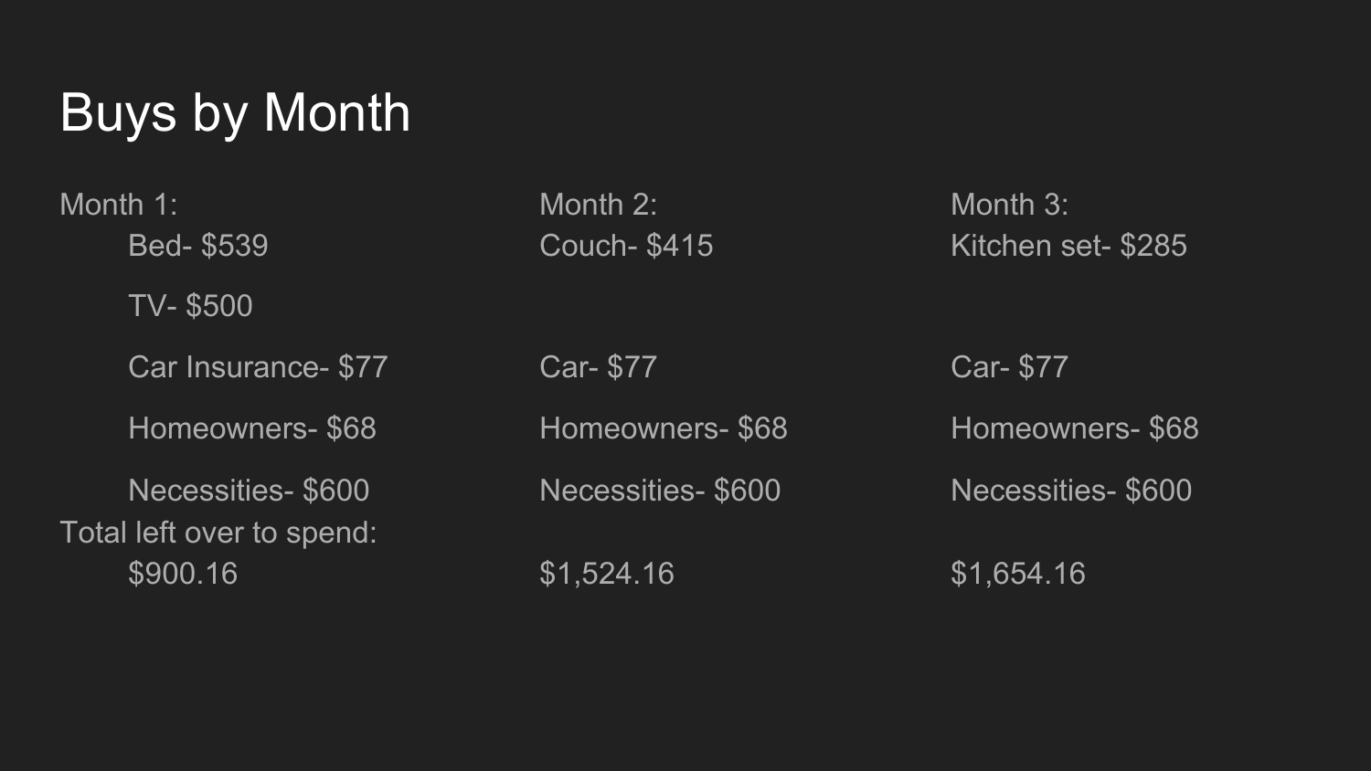# Buys by Month

Month 1:

- Bed- $539
- TV- $500
- Car Insurance- $77
- Homeowners- $68
- Necessities- $600

Total left over to spend:

- $900.16

Month 2:

- Couch- $415
- Car- $77
- Homeowners- $68
- Necessities- $600
- $1,524.16

Month 3:

- Kitchen set- $285
- Car- $77
- Homeowners- $68
- Necessities- $600
- $1,654.16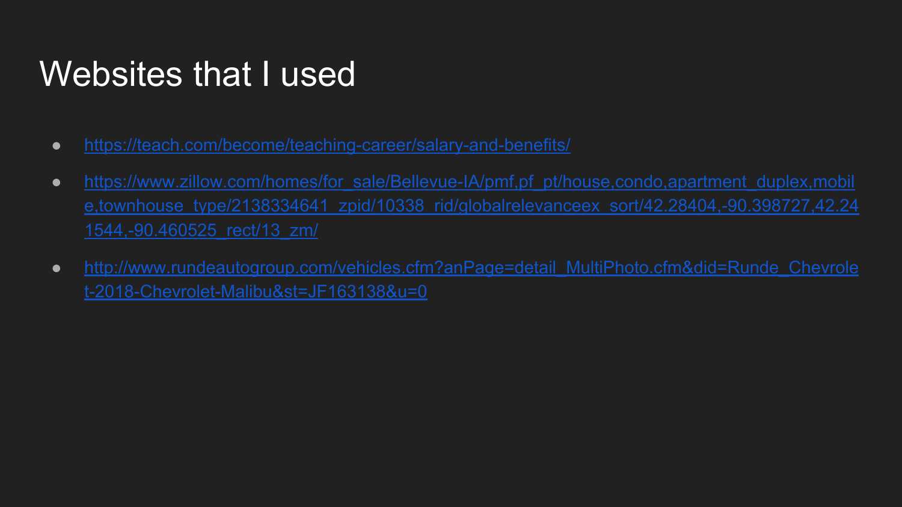# Websites that I used

- https://teach.com/become/teaching-career/salary-and-benefits/
- https://www.zillow.com/homes/for_sale/Bellevue-IA/pmf,pf_pt/house,condo,apartment_duplex,mobile,townhouse_type/2138334641_zpid/10338_rid/globalrelevanceex_sort/42.28404,-90.398727,42.241544,-90.460525_rect/13_zm/
- http://www.rundeautogroup.com/vehicles.cfm?anPage=detail_MultiPhoto.cfm&did=Runde_Chevrolet-2018-Chevrolet-Malibu&st=JF163138&u=0